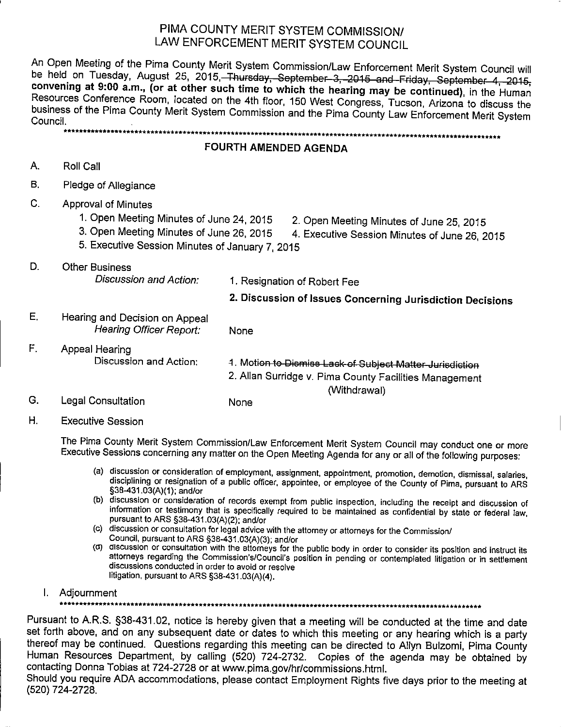# PIMA COUNTY MERIT SYSTEM COMMISSION/
# LAW ENFORCEMENT MERIT SYSTEM COUNCIL

An Open Meeting of the Pima County Merit System Commission/Law Enforcement Merit System Council will be held on Tuesday, August 25, 2015, ~~Thursday, September 3, 2015 and Friday, September 4, 2015,~~ **convening at 9:00 a.m., (or at other such time to which the hearing may be continued)**, in the Human Resources Conference Room, located on the 4th floor, 150 West Congress, Tucson, Arizona to discuss the business of the Pima County Merit System Commission and the Pima County Law Enforcement Merit System Council.

\*\*\*\*\*\*\*\*\*\*\*\*\*\*\*\*\*\*\*\*\*\*\*\*\*\*\*\*\*\*\*\*\*\*\*\*\*\*\*\*\*\*\*\*\*\*\*\*\*\*\*\*\*\*\*\*\*\*\*\*\*\*\*\*\*\*\*\*\*\*\*\*\*\*\*\*\*\*\*\*

## FOURTH AMENDED AGENDA

A. Roll Call

B. Pledge of Allegiance

C. Approval of Minutes
   1. Open Meeting Minutes of June 24, 2015
   2. Open Meeting Minutes of June 25, 2015
   3. Open Meeting Minutes of June 26, 2015
   4. Executive Session Minutes of June 26, 2015
   5. Executive Session Minutes of January 7, 2015

D. Other Business
   *Discussion and Action:*
   1. Resignation of Robert Fee
   2. **Discussion of Issues Concerning Jurisdiction Decisions**

E. Hearing and Decision on Appeal
   *Hearing Officer Report:* None

F. Appeal Hearing
   Discussion and Action:
   ~~1. Motion to Dismiss Lack of Subject Matter Jurisdiction~~
   2. Allan Surridge v. Pima County Facilities Management (Withdrawal)

G. Legal Consultation None

H. Executive Session

The Pima County Merit System Commission/Law Enforcement Merit System Council may conduct one or more Executive Sessions concerning any matter on the Open Meeting Agenda for any or all of the following purposes:

(a) discussion or consideration of employment, assignment, appointment, promotion, demotion, dismissal, salaries, disciplining or resignation of a public officer, appointee, or employee of the County of Pima, pursuant to ARS §38-431.03(A)(1); and/or
(b) discussion or consideration of records exempt from public inspection, including the receipt and discussion of information or testimony that is specifically required to be maintained as confidential by state or federal law, pursuant to ARS §38-431.03(A)(2); and/or
(c) discussion or consultation for legal advice with the attorney or attorneys for the Commission/ Council, pursuant to ARS §38-431.03(A)(3); and/or
(d) discussion or consultation with the attorneys for the public body in order to consider its position and instruct its attorneys regarding the Commission's/Council's position in pending or contemplated litigation or in settlement discussions conducted in order to avoid or resolve litigation, pursuant to ARS §38-431.03(A)(4).

I. Adjournment

\*\*\*\*\*\*\*\*\*\*\*\*\*\*\*\*\*\*\*\*\*\*\*\*\*\*\*\*\*\*\*\*\*\*\*\*\*\*\*\*\*\*\*\*\*\*\*\*\*\*\*\*\*\*\*\*\*\*\*\*\*\*\*\*\*\*\*\*\*\*\*\*\*\*\*\*\*\*\*\*

Pursuant to A.R.S. §38-431.02, notice is hereby given that a meeting will be conducted at the time and date set forth above, and on any subsequent date or dates to which this meeting or any hearing which is a party thereof may be continued. Questions regarding this meeting can be directed to Allyn Bulzomi, Pima County Human Resources Department, by calling (520) 724-2732. Copies of the agenda may be obtained by contacting Donna Tobias at 724-2728 or at www.pima.gov/hr/commissions.html.

Should you require ADA accommodations, please contact Employment Rights five days prior to the meeting at (520) 724-2728.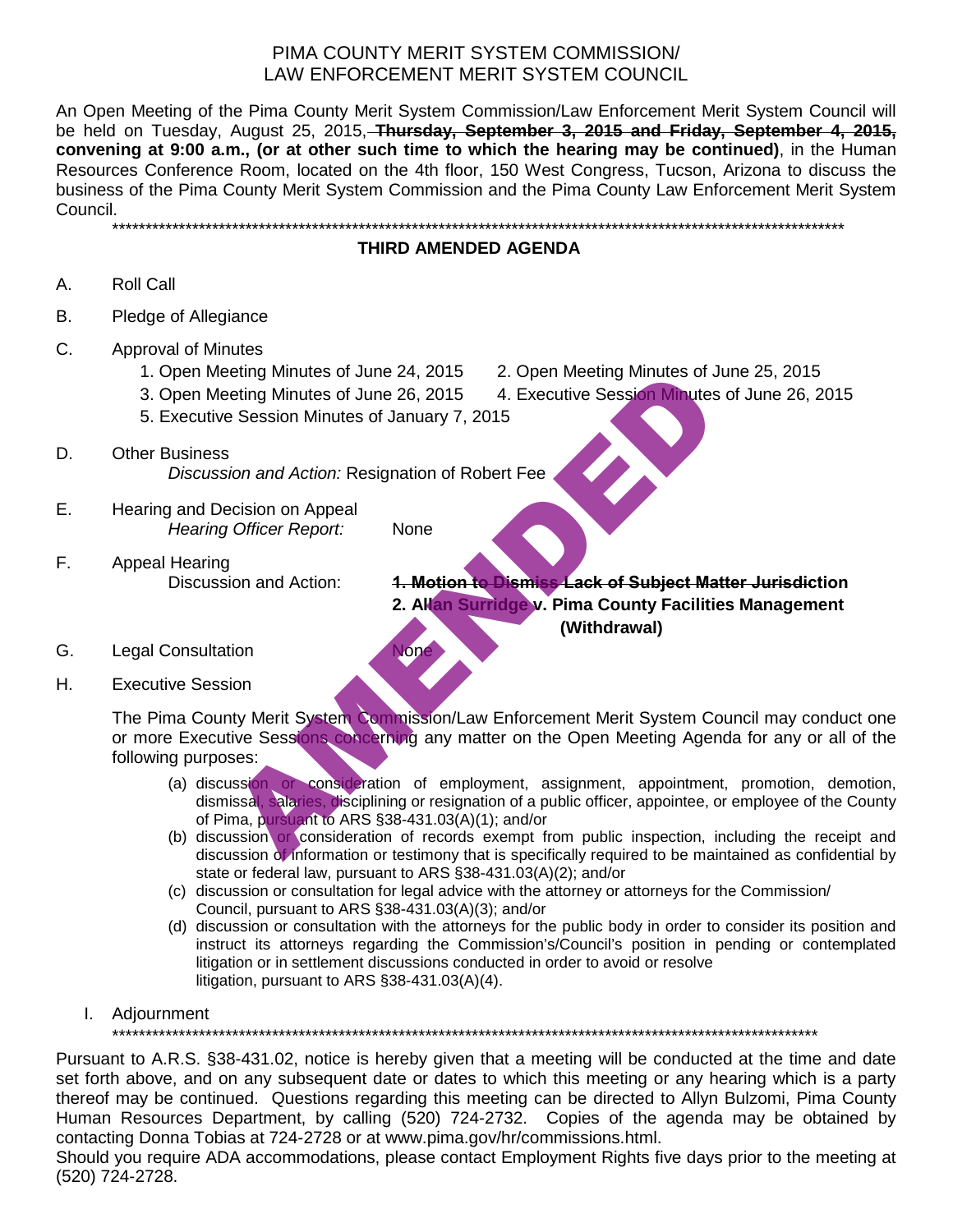# PIMA COUNTY MERIT SYSTEM COMMISSION/
# LAW ENFORCEMENT MERIT SYSTEM COUNCIL

An Open Meeting of the Pima County Merit System Commission/Law Enforcement Merit System Council will be held on Tuesday, August 25, 2015, ~~**Thursday, September 3, 2015 and Friday, September 4, 2015,**~~ **convening at 9:00 a.m., (or at other such time to which the hearing may be continued)**, in the Human Resources Conference Room, located on the 4th floor, 150 West Congress, Tucson, Arizona to discuss the business of the Pima County Merit System Commission and the Pima County Law Enforcement Merit System Council.

\*\*\*\*\*\*\*\*\*\*\*\*\*\*\*\*\*\*\*\*\*\*\*\*\*\*\*\*\*\*\*\*\*\*\*\*\*\*\*\*\*\*\*\*\*\*\*\*\*\*\*\*\*\*\*\*\*\*\*\*\*\*\*\*\*\*\*\*\*\*\*\*\*\*\*\*\*\*\*\*\*\*\*\*\*\*\*\*\*\*\*\*\*\*\*\*\*\*\*\*\*\*\*\*\*\*\*\*\*\*\*\*\*\*\*\*\*\*\*

## THIRD AMENDED AGENDA

A. Roll Call

B. Pledge of Allegiance

C. Approval of Minutes
   1. Open Meeting Minutes of June 24, 2015
   2. Open Meeting Minutes of June 25, 2015
   3. Open Meeting Minutes of June 26, 2015
   4. Executive Session Minutes of June 26, 2015
   5. Executive Session Minutes of January 7, 2015

D. Other Business
   *Discussion and Action:* Resignation of Robert Fee

E. Hearing and Decision on Appeal
   *Hearing Officer Report:* None

F. Appeal Hearing
   Discussion and Action: ~~**1. Motion to Dismiss Lack of Subject Matter Jurisdiction**~~
   **2. Allan Surridge v. Pima County Facilities Management (Withdrawal)**

G. Legal Consultation None

H. Executive Session

   The Pima County Merit System Commission/Law Enforcement Merit System Council may conduct one or more Executive Sessions concerning any matter on the Open Meeting Agenda for any or all of the following purposes:

   (a) discussion or consideration of employment, assignment, appointment, promotion, demotion, dismissal, salaries, disciplining or resignation of a public officer, appointee, or employee of the County of Pima, pursuant to ARS §38-431.03(A)(1); and/or
   (b) discussion or consideration of records exempt from public inspection, including the receipt and discussion of information or testimony that is specifically required to be maintained as confidential by state or federal law, pursuant to ARS §38-431.03(A)(2); and/or
   (c) discussion or consultation for legal advice with the attorney or attorneys for the Commission/ Council, pursuant to ARS §38-431.03(A)(3); and/or
   (d) discussion or consultation with the attorneys for the public body in order to consider its position and instruct its attorneys regarding the Commission's/Council's position in pending or contemplated litigation or in settlement discussions conducted in order to avoid or resolve litigation, pursuant to ARS §38-431.03(A)(4).

I. Adjournment

\*\*\*\*\*\*\*\*\*\*\*\*\*\*\*\*\*\*\*\*\*\*\*\*\*\*\*\*\*\*\*\*\*\*\*\*\*\*\*\*\*\*\*\*\*\*\*\*\*\*\*\*\*\*\*\*\*\*\*\*\*\*\*\*\*\*\*\*\*\*\*\*\*\*\*\*\*\*\*\*\*\*\*\*\*\*\*\*\*\*\*\*\*\*\*\*\*\*\*\*\*\*\*\*\*\*\*\*\*\*\*\*\*\*\*

Pursuant to A.R.S. §38-431.02, notice is hereby given that a meeting will be conducted at the time and date set forth above, and on any subsequent date or dates to which this meeting or any hearing which is a party thereof may be continued. Questions regarding this meeting can be directed to Allyn Bulzomi, Pima County Human Resources Department, by calling (520) 724-2732. Copies of the agenda may be obtained by contacting Donna Tobias at 724-2728 or at www.pima.gov/hr/commissions.html.

Should you require ADA accommodations, please contact Employment Rights five days prior to the meeting at (520) 724-2728.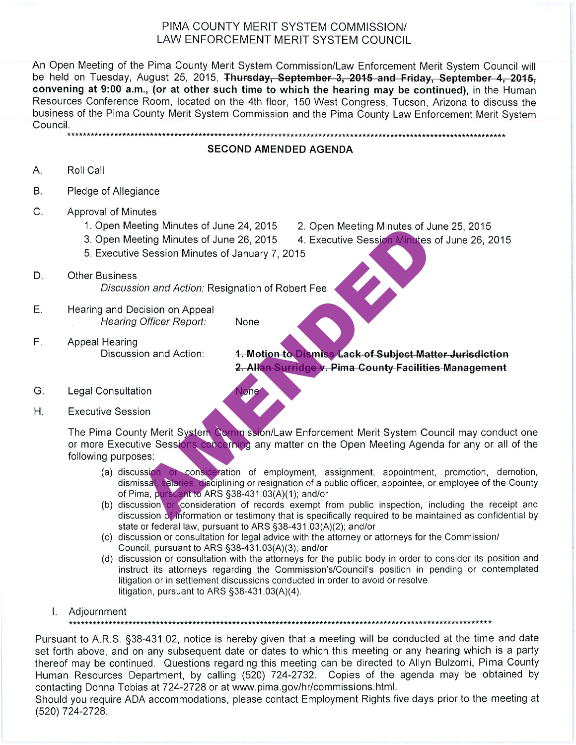# PIMA COUNTY MERIT SYSTEM COMMISSION/ LAW ENFORCEMENT MERIT SYSTEM COUNCIL

An Open Meeting of the Pima County Merit System Commission/Law Enforcement Merit System Council will be held on Tuesday, August 25, 2015, ~~Thursday, September 3, 2015 and Friday, September 4, 2015,~~ **convening at 9:00 a.m., (or at other such time to which the hearing may be continued)**, in the Human Resources Conference Room, located on the 4th floor, 150 West Congress, Tucson, Arizona to discuss the business of the Pima County Merit System Commission and the Pima County Law Enforcement Merit System Council.

\*\*\*\*\*\*\*\*\*\*\*\*\*\*\*\*\*\*\*\*\*\*\*\*\*\*\*\*\*\*\*\*\*\*\*\*\*\*\*\*\*\*\*\*\*\*\*\*\*\*\*\*\*\*\*\*\*\*\*\*\*\*\*\*\*\*\*\*\*\*\*\*\*\*\*\*\*\*

## SECOND AMENDED AGENDA

A. Roll Call

B. Pledge of Allegiance

C. Approval of Minutes
   1. Open Meeting Minutes of June 24, 2015
   2. Open Meeting Minutes of June 25, 2015
   3. Open Meeting Minutes of June 26, 2015
   4. Executive Session Minutes of June 26, 2015
   5. Executive Session Minutes of January 7, 2015

D. Other Business
   *Discussion and Action:* Resignation of Robert Fee

E. Hearing and Decision on Appeal
   *Hearing Officer Report:* None

F. Appeal Hearing
   Discussion and Action: ~~**1. Motion to Dismiss Lack of Subject Matter Jurisdiction**~~
   ~~**2. Allan Surridge v. Pima County Facilities Management**~~

G. Legal Consultation None

H. Executive Session

   The Pima County Merit System Commission/Law Enforcement Merit System Council may conduct one or more Executive Sessions concerning any matter on the Open Meeting Agenda for any or all of the following purposes:

   (a) discussion or consideration of employment, assignment, appointment, promotion, demotion, dismissal, salaries, disciplining or resignation of a public officer, appointee, or employee of the County of Pima, pursuant to ARS §38-431.03(A)(1); and/or
   (b) discussion or consideration of records exempt from public inspection, including the receipt and discussion of information or testimony that is specifically required to be maintained as confidential by state or federal law, pursuant to ARS §38-431.03(A)(2); and/or
   (c) discussion or consultation for legal advice with the attorney or attorneys for the Commission/ Council, pursuant to ARS §38-431.03(A)(3); and/or
   (d) discussion or consultation with the attorneys for the public body in order to consider its position and instruct its attorneys regarding the Commission's/Council's position in pending or contemplated litigation or in settlement discussions conducted in order to avoid or resolve litigation, pursuant to ARS §38-431.03(A)(4).

I. Adjournment

\*\*\*\*\*\*\*\*\*\*\*\*\*\*\*\*\*\*\*\*\*\*\*\*\*\*\*\*\*\*\*\*\*\*\*\*\*\*\*\*\*\*\*\*\*\*\*\*\*\*\*\*\*\*\*\*\*\*\*\*\*\*\*\*\*\*\*\*\*\*\*\*\*\*\*\*\*\*

Pursuant to A.R.S. §38-431.02, notice is hereby given that a meeting will be conducted at the time and date set forth above, and on any subsequent date or dates to which this meeting or any hearing which is a party thereof may be continued. Questions regarding this meeting can be directed to Allyn Bulzomi, Pima County Human Resources Department, by calling (520) 724-2732. Copies of the agenda may be obtained by contacting Donna Tobias at 724-2728 or at www.pima.gov/hr/commissions.html.

Should you require ADA accommodations, please contact Employment Rights five days prior to the meeting at (520) 724-2728.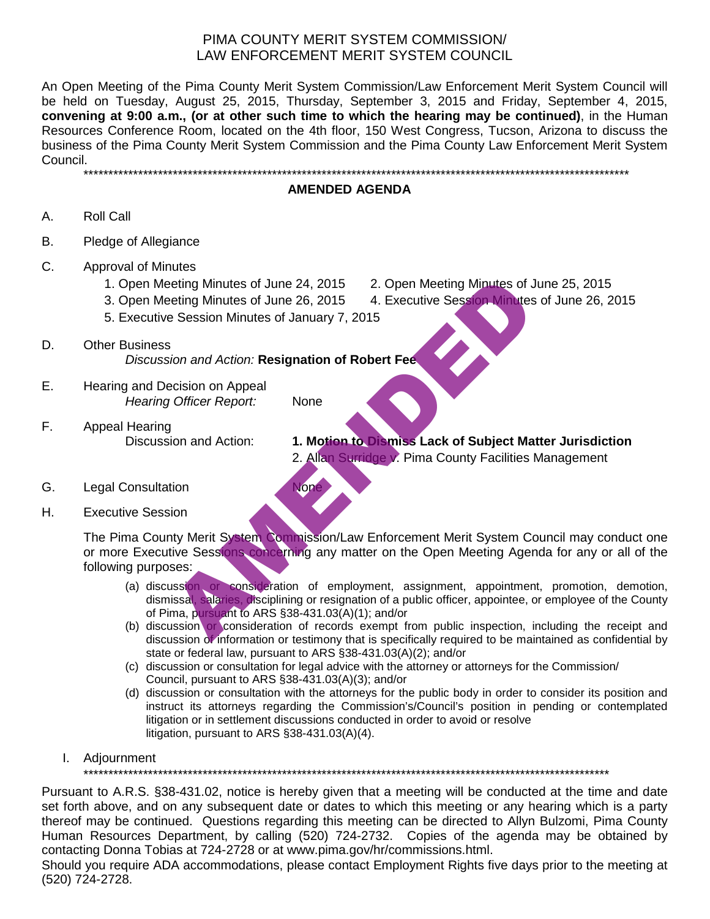# PIMA COUNTY MERIT SYSTEM COMMISSION/
# LAW ENFORCEMENT MERIT SYSTEM COUNCIL

An Open Meeting of the Pima County Merit System Commission/Law Enforcement Merit System Council will be held on Tuesday, August 25, 2015, Thursday, September 3, 2015 and Friday, September 4, 2015, **convening at 9:00 a.m., (or at other such time to which the hearing may be continued)**, in the Human Resources Conference Room, located on the 4th floor, 150 West Congress, Tucson, Arizona to discuss the business of the Pima County Merit System Commission and the Pima County Law Enforcement Merit System Council.

************************************************************************************************************

## AMENDED AGENDA

AMENDED

A. Roll Call

B. Pledge of Allegiance

C. Approval of Minutes
   1. Open Meeting Minutes of June 24, 2015
   2. Open Meeting Minutes of June 25, 2015
   3. Open Meeting Minutes of June 26, 2015
   4. Executive Session Minutes of June 26, 2015
   5. Executive Session Minutes of January 7, 2015

D. Other Business
   *Discussion and Action:* **Resignation of Robert Fee**

E. Hearing and Decision on Appeal
   *Hearing Officer Report:* None

F. Appeal Hearing
   Discussion and Action: **1. Motion to Dismiss Lack of Subject Matter Jurisdiction**
   2. Allan Surridge v. Pima County Facilities Management

G. Legal Consultation None

H. Executive Session

The Pima County Merit System Commission/Law Enforcement Merit System Council may conduct one or more Executive Sessions concerning any matter on the Open Meeting Agenda for any or all of the following purposes:

(a) discussion or consideration of employment, assignment, appointment, promotion, demotion, dismissal, salaries, disciplining or resignation of a public officer, appointee, or employee of the County of Pima, pursuant to ARS §38-431.03(A)(1); and/or
(b) discussion or consideration of records exempt from public inspection, including the receipt and discussion of information or testimony that is specifically required to be maintained as confidential by state or federal law, pursuant to ARS §38-431.03(A)(2); and/or
(c) discussion or consultation for legal advice with the attorney or attorneys for the Commission/ Council, pursuant to ARS §38-431.03(A)(3); and/or
(d) discussion or consultation with the attorneys for the public body in order to consider its position and instruct its attorneys regarding the Commission's/Council's position in pending or contemplated litigation or in settlement discussions conducted in order to avoid or resolve litigation, pursuant to ARS §38-431.03(A)(4).

I. Adjournment

************************************************************************************************************

Pursuant to A.R.S. §38-431.02, notice is hereby given that a meeting will be conducted at the time and date set forth above, and on any subsequent date or dates to which this meeting or any hearing which is a party thereof may be continued. Questions regarding this meeting can be directed to Allyn Bulzomi, Pima County Human Resources Department, by calling (520) 724-2732. Copies of the agenda may be obtained by contacting Donna Tobias at 724-2728 or at www.pima.gov/hr/commissions.html.

Should you require ADA accommodations, please contact Employment Rights five days prior to the meeting at (520) 724-2728.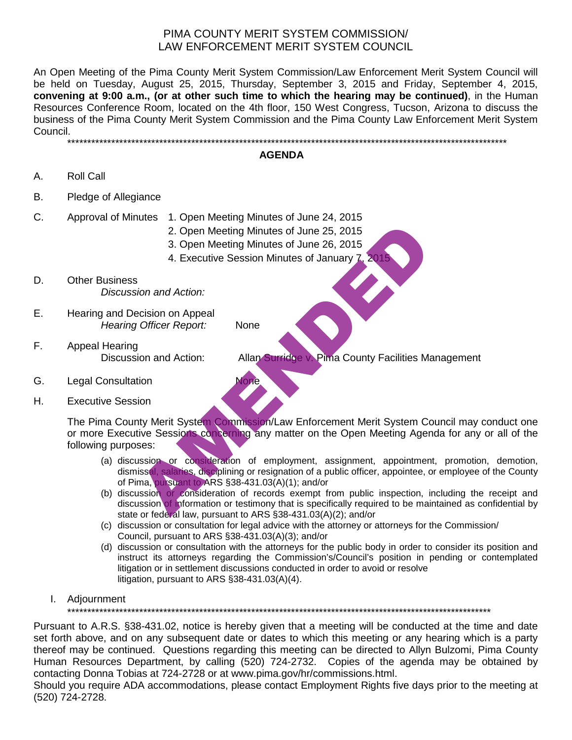# PIMA COUNTY MERIT SYSTEM COMMISSION/
# LAW ENFORCEMENT MERIT SYSTEM COUNCIL

An Open Meeting of the Pima County Merit System Commission/Law Enforcement Merit System Council will be held on Tuesday, August 25, 2015, Thursday, September 3, 2015 and Friday, September 4, 2015, **convening at 9:00 a.m., (or at other such time to which the hearing may be continued)**, in the Human Resources Conference Room, located on the 4th floor, 150 West Congress, Tucson, Arizona to discuss the business of the Pima County Merit System Commission and the Pima County Law Enforcement Merit System Council.

\*\*\*\*\*\*\*\*\*\*\*\*\*\*\*\*\*\*\*\*\*\*\*\*\*\*\*\*\*\*\*\*\*\*\*\*\*\*\*\*\*\*\*\*\*\*\*\*\*\*\*\*\*\*\*\*\*\*\*\*\*\*\*\*\*\*\*\*\*\*\*\*\*\*\*\*\*\*\*\*\*\*\*\*\*\*\*\*\*\*\*\*\*\*\*\*\*\*\*\*\*\*\*\*\*\*\*\*

## AGENDA

AMENDED

A. Roll Call

B. Pledge of Allegiance

C. Approval of Minutes
   1. Open Meeting Minutes of June 24, 2015
   2. Open Meeting Minutes of June 25, 2015
   3. Open Meeting Minutes of June 26, 2015
   4. Executive Session Minutes of January 7, 2015

D. Other Business
   *Discussion and Action:*

E. Hearing and Decision on Appeal
   *Hearing Officer Report:* None

F. Appeal Hearing
   Discussion and Action: Allan Surridge v. Pima County Facilities Management

G. Legal Consultation None

H. Executive Session

   The Pima County Merit System Commission/Law Enforcement Merit System Council may conduct one or more Executive Sessions concerning any matter on the Open Meeting Agenda for any or all of the following purposes:

   (a) discussion or consideration of employment, assignment, appointment, promotion, demotion, dismissal, salaries, disciplining or resignation of a public officer, appointee, or employee of the County of Pima, pursuant to ARS §38-431.03(A)(1); and/or
   (b) discussion or consideration of records exempt from public inspection, including the receipt and discussion of information or testimony that is specifically required to be maintained as confidential by state or federal law, pursuant to ARS §38-431.03(A)(2); and/or
   (c) discussion or consultation for legal advice with the attorney or attorneys for the Commission/Council, pursuant to ARS §38-431.03(A)(3); and/or
   (d) discussion or consultation with the attorneys for the public body in order to consider its position and instruct its attorneys regarding the Commission's/Council's position in pending or contemplated litigation or in settlement discussions conducted in order to avoid or resolve litigation, pursuant to ARS §38-431.03(A)(4).

I. Adjournment

\*\*\*\*\*\*\*\*\*\*\*\*\*\*\*\*\*\*\*\*\*\*\*\*\*\*\*\*\*\*\*\*\*\*\*\*\*\*\*\*\*\*\*\*\*\*\*\*\*\*\*\*\*\*\*\*\*\*\*\*\*\*\*\*\*\*\*\*\*\*\*\*\*\*\*\*\*\*\*\*\*\*\*\*\*\*\*\*\*\*\*\*\*\*\*\*\*\*\*\*\*\*\*\*

Pursuant to A.R.S. §38-431.02, notice is hereby given that a meeting will be conducted at the time and date set forth above, and on any subsequent date or dates to which this meeting or any hearing which is a party thereof may be continued. Questions regarding this meeting can be directed to Allyn Bulzomi, Pima County Human Resources Department, by calling (520) 724-2732. Copies of the agenda may be obtained by contacting Donna Tobias at 724-2728 or at www.pima.gov/hr/commissions.html.

Should you require ADA accommodations, please contact Employment Rights five days prior to the meeting at (520) 724-2728.